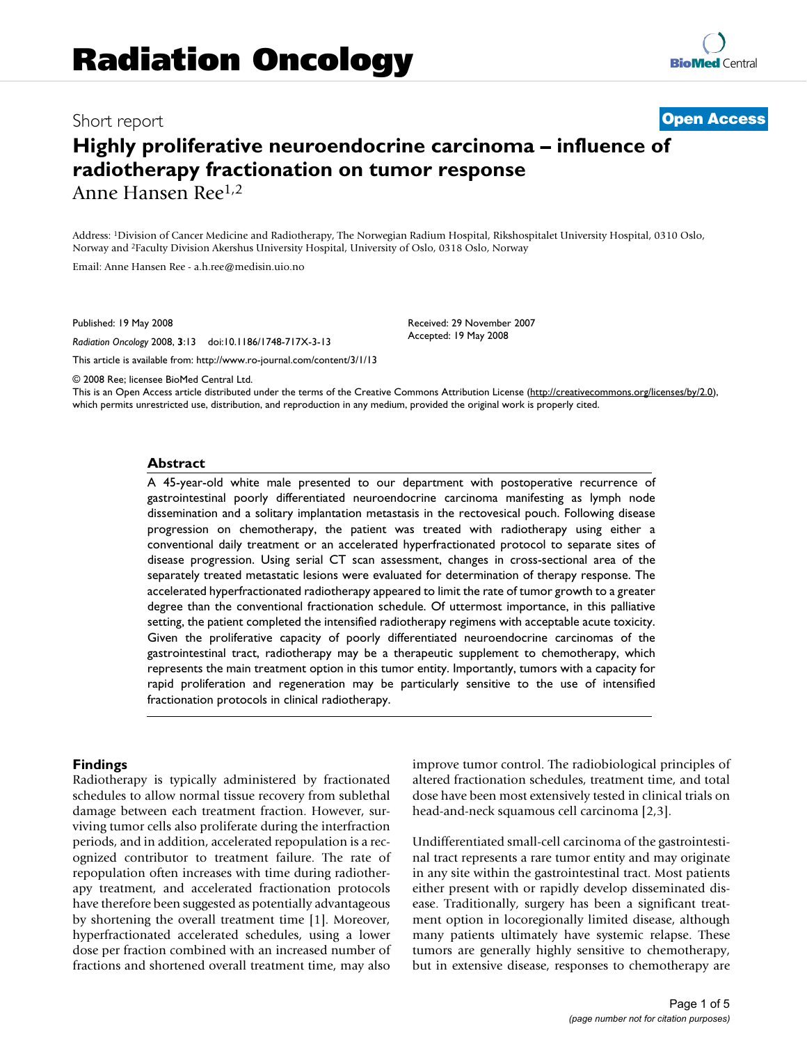# Highly proliferative neuroendocrine carcinoma – influence of radiotherapy fractionation on tumor response

Anne Hansen Ree[1,2]

Address: [1]Division of Cancer Medicine and Radiotherapy, The Norwegian Radium Hospital, Rikshospitalet University Hospital, 0310 Oslo, Norway and [2]Faculty Division Akershus University Hospital, University of Oslo, 0318 Oslo, Norway

Email: Anne Hansen Ree - a.h.ree@medisin.uio.no

Published: 19 May 2008

*Radiation Oncology* 2008, **3**:13 doi:10.1186/1748-717X-3-13

Received: 29 November 2007
Accepted: 19 May 2008

This article is available from: http://www.ro-journal.com/content/3/1/13

© 2008 Ree; licensee BioMed Central Ltd.
This is an Open Access article distributed under the terms of the Creative Commons Attribution License (http://creativecommons.org/licenses/by/2.0), which permits unrestricted use, distribution, and reproduction in any medium, provided the original work is properly cited.

## Abstract

A 45-year-old white male presented to our department with postoperative recurrence of gastrointestinal poorly differentiated neuroendocrine carcinoma manifesting as lymph node dissemination and a solitary implantation metastasis in the rectovesical pouch. Following disease progression on chemotherapy, the patient was treated with radiotherapy using either a conventional daily treatment or an accelerated hyperfractionated protocol to separate sites of disease progression. Using serial CT scan assessment, changes in cross-sectional area of the separately treated metastatic lesions were evaluated for determination of therapy response. The accelerated hyperfractionated radiotherapy appeared to limit the rate of tumor growth to a greater degree than the conventional fractionation schedule. Of uttermost importance, in this palliative setting, the patient completed the intensified radiotherapy regimens with acceptable acute toxicity. Given the proliferative capacity of poorly differentiated neuroendocrine carcinomas of the gastrointestinal tract, radiotherapy may be a therapeutic supplement to chemotherapy, which represents the main treatment option in this tumor entity. Importantly, tumors with a capacity for rapid proliferation and regeneration may be particularly sensitive to the use of intensified fractionation protocols in clinical radiotherapy.

## Findings

Radiotherapy is typically administered by fractionated schedules to allow normal tissue recovery from sublethal damage between each treatment fraction. However, surviving tumor cells also proliferate during the interfraction periods, and in addition, accelerated repopulation is a recognized contributor to treatment failure. The rate of repopulation often increases with time during radiotherapy treatment, and accelerated fractionation protocols have therefore been suggested as potentially advantageous by shortening the overall treatment time [1]. Moreover, hyperfractionated accelerated schedules, using a lower dose per fraction combined with an increased number of fractions and shortened overall treatment time, may also improve tumor control. The radiobiological principles of altered fractionation schedules, treatment time, and total dose have been most extensively tested in clinical trials on head-and-neck squamous cell carcinoma [2,3].

Undifferentiated small-cell carcinoma of the gastrointestinal tract represents a rare tumor entity and may originate in any site within the gastrointestinal tract. Most patients either present with or rapidly develop disseminated disease. Traditionally, surgery has been a significant treatment option in locoregionally limited disease, although many patients ultimately have systemic relapse. These tumors are generally highly sensitive to chemotherapy, but in extensive disease, responses to chemotherapy are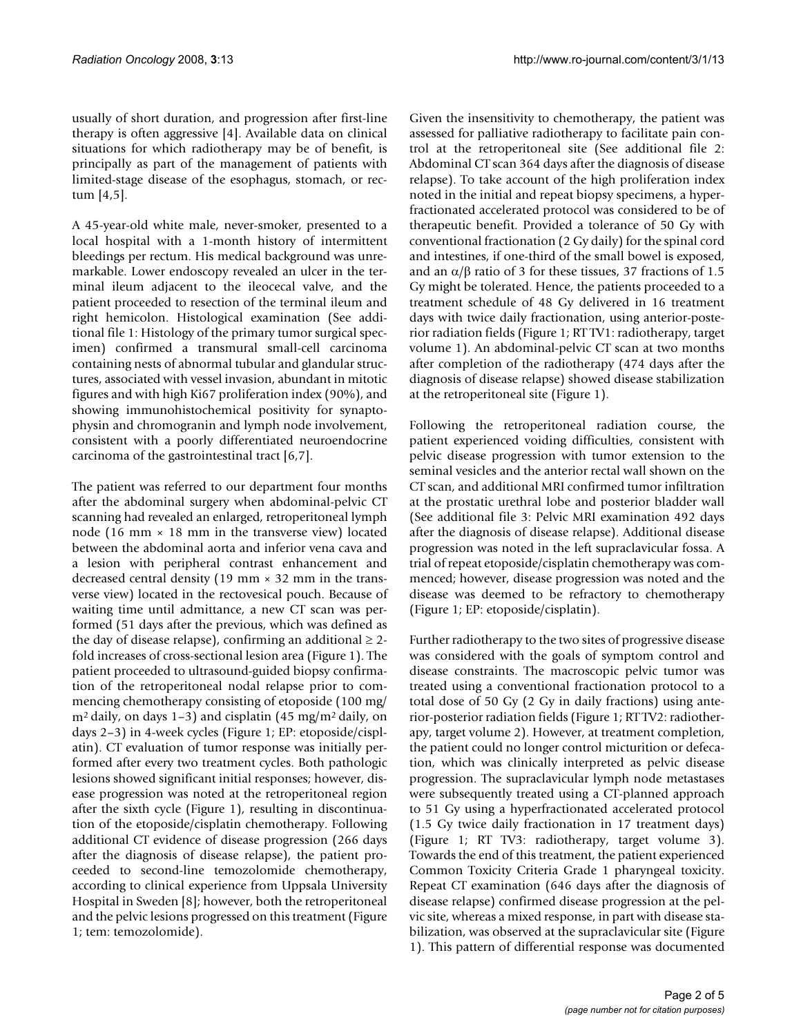usually of short duration, and progression after first-line therapy is often aggressive [4]. Available data on clinical situations for which radiotherapy may be of benefit, is principally as part of the management of patients with limited-stage disease of the esophagus, stomach, or rectum [4,5].

A 45-year-old white male, never-smoker, presented to a local hospital with a 1-month history of intermittent bleedings per rectum. His medical background was unremarkable. Lower endoscopy revealed an ulcer in the terminal ileum adjacent to the ileocecal valve, and the patient proceeded to resection of the terminal ileum and right hemicolon. Histological examination (See additional file 1: Histology of the primary tumor surgical specimen) confirmed a transmural small-cell carcinoma containing nests of abnormal tubular and glandular structures, associated with vessel invasion, abundant in mitotic figures and with high Ki67 proliferation index (90%), and showing immunohistochemical positivity for synaptophysin and chromogranin and lymph node involvement, consistent with a poorly differentiated neuroendocrine carcinoma of the gastrointestinal tract [6,7].

The patient was referred to our department four months after the abdominal surgery when abdominal-pelvic CT scanning had revealed an enlarged, retroperitoneal lymph node (16 mm × 18 mm in the transverse view) located between the abdominal aorta and inferior vena cava and a lesion with peripheral contrast enhancement and decreased central density (19 mm × 32 mm in the transverse view) located in the rectovesical pouch. Because of waiting time until admittance, a new CT scan was performed (51 days after the previous, which was defined as the day of disease relapse), confirming an additional ≥ 2-fold increases of cross-sectional lesion area (Figure 1). The patient proceeded to ultrasound-guided biopsy confirmation of the retroperitoneal nodal relapse prior to commencing chemotherapy consisting of etoposide (100 mg/$m^2$ daily, on days 1–3) and cisplatin (45 mg/$m^2$ daily, on days 2–3) in 4-week cycles (Figure 1; EP: etoposide/cisplatin). CT evaluation of tumor response was initially performed after every two treatment cycles. Both pathologic lesions showed significant initial responses; however, disease progression was noted at the retroperitoneal region after the sixth cycle (Figure 1), resulting in discontinuation of the etoposide/cisplatin chemotherapy. Following additional CT evidence of disease progression (266 days after the diagnosis of disease relapse), the patient proceeded to second-line temozolomide chemotherapy, according to clinical experience from Uppsala University Hospital in Sweden [8]; however, both the retroperitoneal and the pelvic lesions progressed on this treatment (Figure 1; tem: temozolomide).

Given the insensitivity to chemotherapy, the patient was assessed for palliative radiotherapy to facilitate pain control at the retroperitoneal site (See additional file 2: Abdominal CT scan 364 days after the diagnosis of disease relapse). To take account of the high proliferation index noted in the initial and repeat biopsy specimens, a hyperfractionated accelerated protocol was considered to be of therapeutic benefit. Provided a tolerance of 50 Gy with conventional fractionation (2 Gy daily) for the spinal cord and intestines, if one-third of the small bowel is exposed, and an $\alpha/\beta$ ratio of 3 for these tissues, 37 fractions of 1.5 Gy might be tolerated. Hence, the patients proceeded to a treatment schedule of 48 Gy delivered in 16 treatment days with twice daily fractionation, using anterior-posterior radiation fields (Figure 1; RT TV1: radiotherapy, target volume 1). An abdominal-pelvic CT scan at two months after completion of the radiotherapy (474 days after the diagnosis of disease relapse) showed disease stabilization at the retroperitoneal site (Figure 1).

Following the retroperitoneal radiation course, the patient experienced voiding difficulties, consistent with pelvic disease progression with tumor extension to the seminal vesicles and the anterior rectal wall shown on the CT scan, and additional MRI confirmed tumor infiltration at the prostatic urethral lobe and posterior bladder wall (See additional file 3: Pelvic MRI examination 492 days after the diagnosis of disease relapse). Additional disease progression was noted in the left supraclavicular fossa. A trial of repeat etoposide/cisplatin chemotherapy was commenced; however, disease progression was noted and the disease was deemed to be refractory to chemotherapy (Figure 1; EP: etoposide/cisplatin).

Further radiotherapy to the two sites of progressive disease was considered with the goals of symptom control and disease constraints. The macroscopic pelvic tumor was treated using a conventional fractionation protocol to a total dose of 50 Gy (2 Gy in daily fractions) using anterior-posterior radiation fields (Figure 1; RT TV2: radiotherapy, target volume 2). However, at treatment completion, the patient could no longer control micturition or defecation, which was clinically interpreted as pelvic disease progression. The supraclavicular lymph node metastases were subsequently treated using a CT-planned approach to 51 Gy using a hyperfractionated accelerated protocol (1.5 Gy twice daily fractionation in 17 treatment days) (Figure 1; RT TV3: radiotherapy, target volume 3). Towards the end of this treatment, the patient experienced Common Toxicity Criteria Grade 1 pharyngeal toxicity. Repeat CT examination (646 days after the diagnosis of disease relapse) confirmed disease progression at the pelvic site, whereas a mixed response, in part with disease stabilization, was observed at the supraclavicular site (Figure 1). This pattern of differential response was documented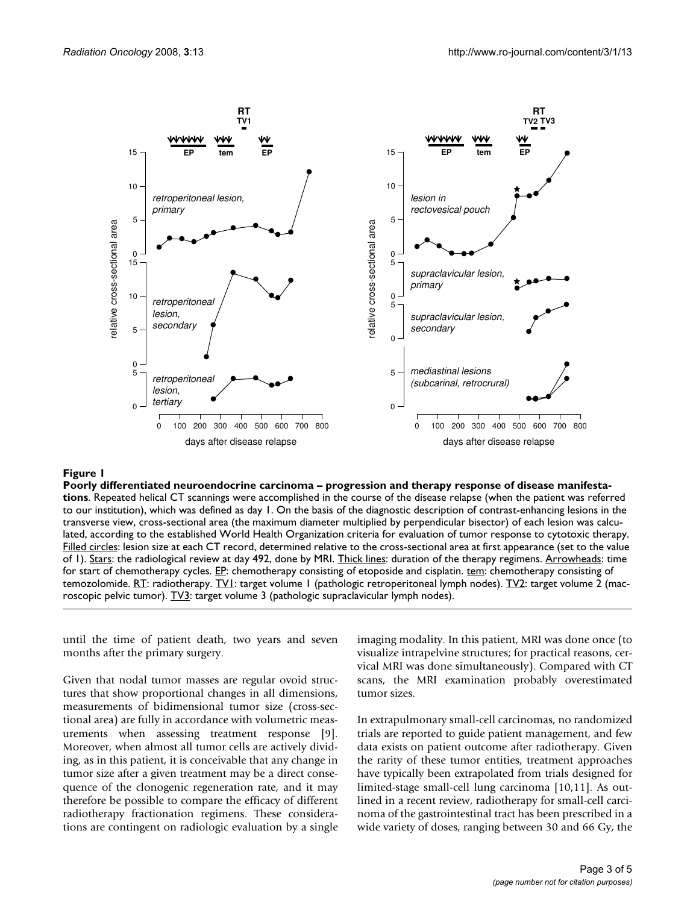**Figure 1**

**Poorly differentiated neuroendocrine carcinoma – progression and therapy response of disease manifestations**. Repeated helical CT scannings were accomplished in the course of the disease relapse (when the patient was referred to our institution), which was defined as day 1. On the basis of the diagnostic description of contrast-enhancing lesions in the transverse view, cross-sectional area (the maximum diameter multiplied by perpendicular bisector) of each lesion was calculated, according to the established World Health Organization criteria for evaluation of tumor response to cytotoxic therapy. Filled circles: lesion size at each CT record, determined relative to the cross-sectional area at first appearance (set to the value of 1). Stars: the radiological review at day 492, done by MRI. Thick lines: duration of the therapy regimens. Arrowheads: time for start of chemotherapy cycles. EP: chemotherapy consisting of etoposide and cisplatin. tem: chemotherapy consisting of temozolomide. RT: radiotherapy. TV1: target volume 1 (pathologic retroperitoneal lymph nodes). TV2: target volume 2 (macroscopic pelvic tumor). TV3: target volume 3 (pathologic supraclavicular lymph nodes).

until the time of patient death, two years and seven months after the primary surgery.

Given that nodal tumor masses are regular ovoid structures that show proportional changes in all dimensions, measurements of bidimensional tumor size (cross-sectional area) are fully in accordance with volumetric measurements when assessing treatment response [9]. Moreover, when almost all tumor cells are actively dividing, as in this patient, it is conceivable that any change in tumor size after a given treatment may be a direct consequence of the clonogenic regeneration rate, and it may therefore be possible to compare the efficacy of different radiotherapy fractionation regimens. These considerations are contingent on radiologic evaluation by a single imaging modality. In this patient, MRI was done once (to visualize intrapelvine structures; for practical reasons, cervical MRI was done simultaneously). Compared with CT scans, the MRI examination probably overestimated tumor sizes.

In extrapulmonary small-cell carcinomas, no randomized trials are reported to guide patient management, and few data exists on patient outcome after radiotherapy. Given the rarity of these tumor entities, treatment approaches have typically been extrapolated from trials designed for limited-stage small-cell lung carcinoma [10,11]. As outlined in a recent review, radiotherapy for small-cell carcinoma of the gastrointestinal tract has been prescribed in a wide variety of doses, ranging between 30 and 66 Gy, the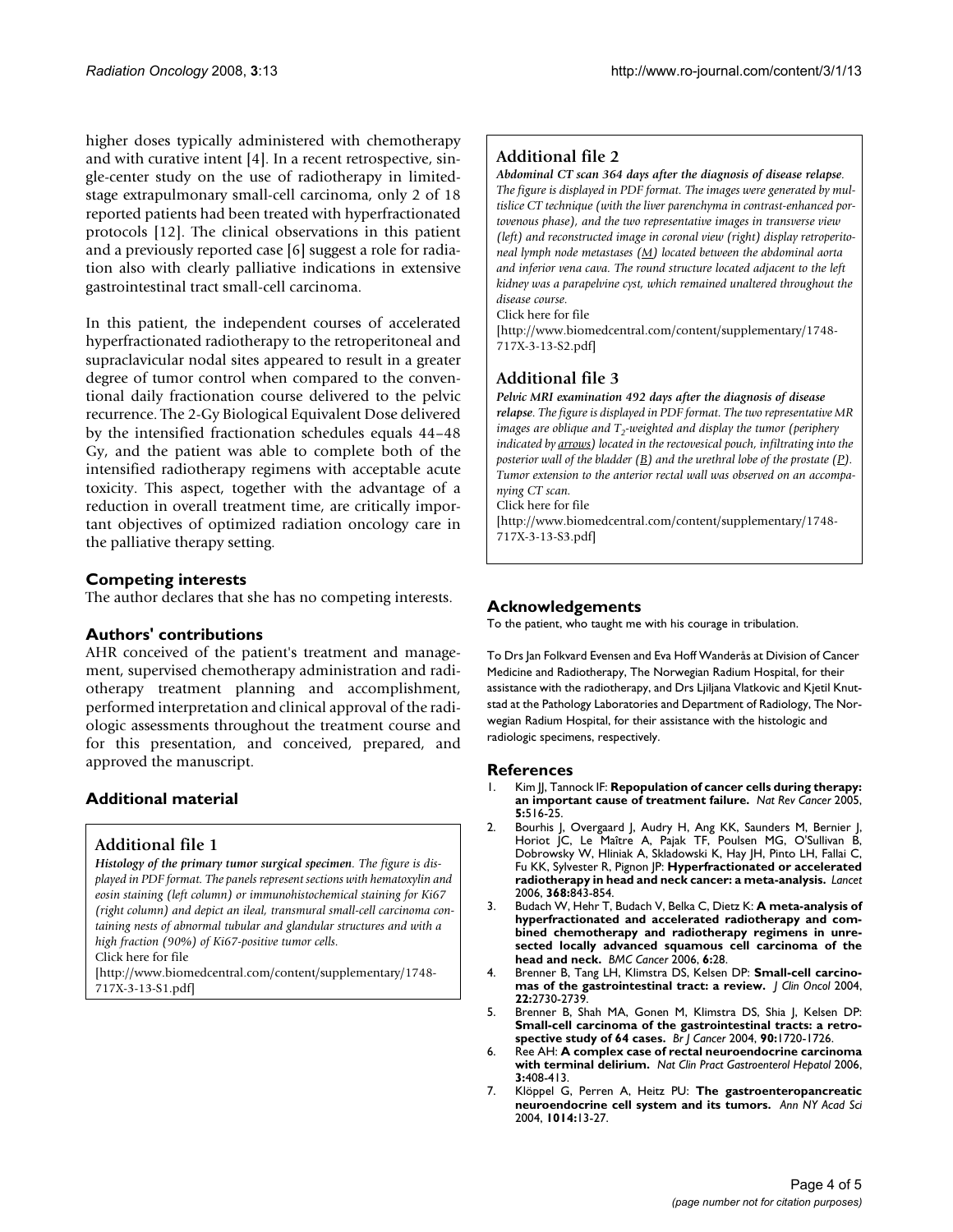higher doses typically administered with chemotherapy and with curative intent [4]. In a recent retrospective, single-center study on the use of radiotherapy in limited-stage extrapulmonary small-cell carcinoma, only 2 of 18 reported patients had been treated with hyperfractionated protocols [12]. The clinical observations in this patient and a previously reported case [6] suggest a role for radiation also with clearly palliative indications in extensive gastrointestinal tract small-cell carcinoma.

In this patient, the independent courses of accelerated hyperfractionated radiotherapy to the retroperitoneal and supraclavicular nodal sites appeared to result in a greater degree of tumor control when compared to the conventional daily fractionation course delivered to the pelvic recurrence. The 2-Gy Biological Equivalent Dose delivered by the intensified fractionation schedules equals 44–48 Gy, and the patient was able to complete both of the intensified radiotherapy regimens with acceptable acute toxicity. This aspect, together with the advantage of a reduction in overall treatment time, are critically important objectives of optimized radiation oncology care in the palliative therapy setting.

## Competing interests

The author declares that she has no competing interests.

## Authors' contributions

AHR conceived of the patient's treatment and management, supervised chemotherapy administration and radiotherapy treatment planning and accomplishment, performed interpretation and clinical approval of the radiologic assessments throughout the treatment course and for this presentation, and conceived, prepared, and approved the manuscript.

## Additional material

### Additional file 1

***Histology of the primary tumor surgical specimen***. *The figure is displayed in PDF format. The panels represent sections with hematoxylin and eosin staining (left column) or immunohistochemical staining for Ki67 (right column) and depict an ileal, transmural small-cell carcinoma containing nests of abnormal tubular and glandular structures and with a high fraction (90%) of Ki67-positive tumor cells.*

Click here for file

[http://www.biomedcentral.com/content/supplementary/1748-717X-3-13-S1.pdf]

### Additional file 2

***Abdominal CT scan 364 days after the diagnosis of disease relapse***. *The figure is displayed in PDF format. The images were generated by multislice CT technique (with the liver parenchyma in contrast-enhanced portovenous phase), and the two representative images in transverse view (left) and reconstructed image in coronal view (right) display retroperitoneal lymph node metastases (M) located between the abdominal aorta and inferior vena cava. The round structure located adjacent to the left kidney was a parapelvine cyst, which remained unaltered throughout the disease course.*

Click here for file

[http://www.biomedcentral.com/content/supplementary/1748-717X-3-13-S2.pdf]

### Additional file 3

***Pelvic MRI examination 492 days after the diagnosis of disease relapse***. *The figure is displayed in PDF format. The two representative MR images are oblique and $T_2$-weighted and display the tumor (periphery indicated by arrows) located in the rectovesical pouch, infiltrating into the posterior wall of the bladder (B) and the urethral lobe of the prostate (P). Tumor extension to the anterior rectal wall was observed on an accompanying CT scan.*

Click here for file

[http://www.biomedcentral.com/content/supplementary/1748-717X-3-13-S3.pdf]

## Acknowledgements

To the patient, who taught me with his courage in tribulation.

To Drs Jan Folkvard Evensen and Eva Hoff Wanderås at Division of Cancer Medicine and Radiotherapy, The Norwegian Radium Hospital, for their assistance with the radiotherapy, and Drs Ljiljana Vlatkovic and Kjetil Knutstad at the Pathology Laboratories and Department of Radiology, The Norwegian Radium Hospital, for their assistance with the histologic and radiologic specimens, respectively.

## References

1. Kim JJ, Tannock IF: **Repopulation of cancer cells during therapy: an important cause of treatment failure.** *Nat Rev Cancer* 2005, **5:**516-25.
2. Bourhis J, Overgaard J, Audry H, Ang KK, Saunders M, Bernier J, Horiot JC, Le Maître A, Pajak TF, Poulsen MG, O'Sullivan B, Dobrowsky W, Hliniak A, Skladowski K, Hay JH, Pinto LH, Fallai C, Fu KK, Sylvester R, Pignon JP: **Hyperfractionated or accelerated radiotherapy in head and neck cancer: a meta-analysis.** *Lancet* 2006, **368:**843-854.
3. Budach W, Hehr T, Budach V, Belka C, Dietz K: **A meta-analysis of hyperfractionated and accelerated radiotherapy and combined chemotherapy and radiotherapy regimens in unresected locally advanced squamous cell carcinoma of the head and neck.** *BMC Cancer* 2006, **6:**28.
4. Brenner B, Tang LH, Klimstra DS, Kelsen DP: **Small-cell carcinomas of the gastrointestinal tract: a review.** *J Clin Oncol* 2004, **22:**2730-2739.
5. Brenner B, Shah MA, Gonen M, Klimstra DS, Shia J, Kelsen DP: **Small-cell carcinoma of the gastrointestinal tracts: a retrospective study of 64 cases.** *Br J Cancer* 2004, **90:**1720-1726.
6. Ree AH: **A complex case of rectal neuroendocrine carcinoma with terminal delirium.** *Nat Clin Pract Gastroenterol Hepatol* 2006, **3:**408-413.
7. Klöppel G, Perren A, Heitz PU: **The gastroenteropancreatic neuroendocrine cell system and its tumors.** *Ann NY Acad Sci* 2004, **1014:**13-27.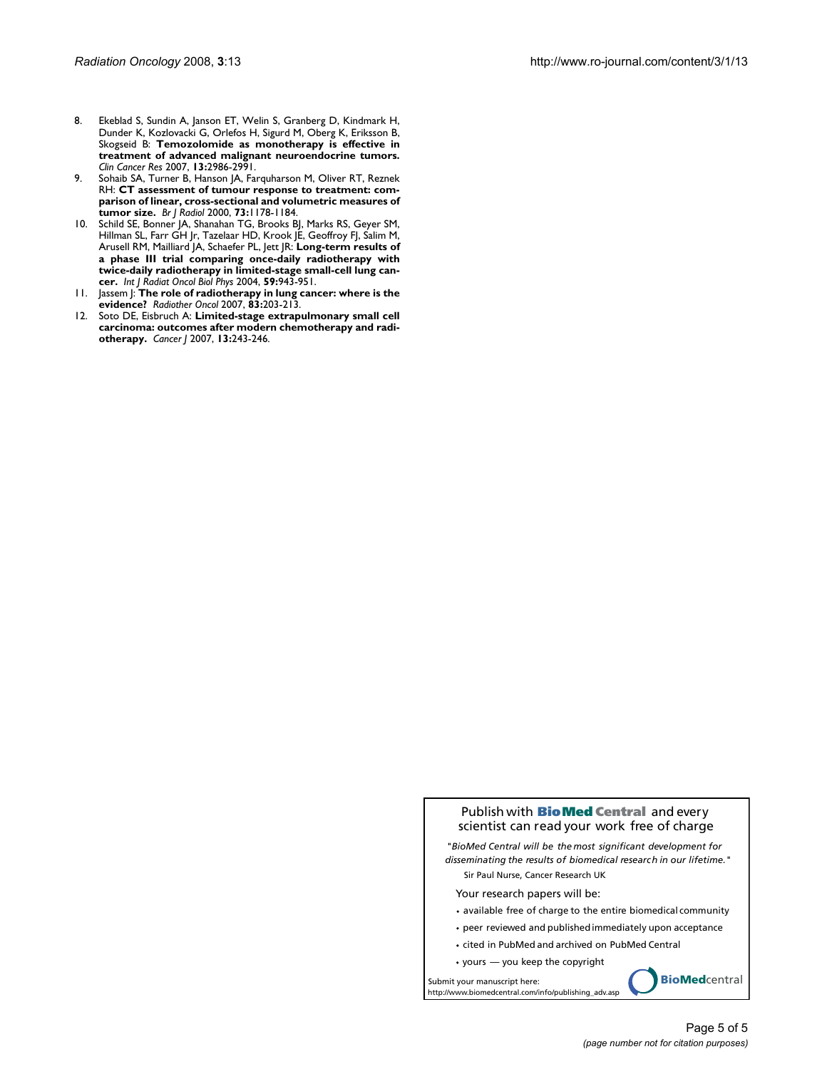8. Ekeblad S, Sundin A, Janson ET, Welin S, Granberg D, Kindmark H, Dunder K, Kozlovacki G, Orlefos H, Sigurd M, Oberg K, Eriksson B, Skogseid B: **Temozolomide as monotherapy is effective in treatment of advanced malignant neuroendocrine tumors.** *Clin Cancer Res* 2007, **13:**2986-2991.
9. Sohaib SA, Turner B, Hanson JA, Farquharson M, Oliver RT, Reznek RH: **CT assessment of tumour response to treatment: comparison of linear, cross-sectional and volumetric measures of tumor size.** *Br J Radiol* 2000, **73:**1178-1184.
10. Schild SE, Bonner JA, Shanahan TG, Brooks BJ, Marks RS, Geyer SM, Hillman SL, Farr GH Jr, Tazelaar HD, Krook JE, Geoffroy FJ, Salim M, Arusell RM, Mailliard JA, Schaefer PL, Jett JR: **Long-term results of a phase III trial comparing once-daily radiotherapy with twice-daily radiotherapy in limited-stage small-cell lung cancer.** *Int J Radiat Oncol Biol Phys* 2004, **59:**943-951.
11. Jassem J: **The role of radiotherapy in lung cancer: where is the evidence?** *Radiother Oncol* 2007, **83:**203-213.
12. Soto DE, Eisbruch A: **Limited-stage extrapulmonary small cell carcinoma: outcomes after modern chemotherapy and radiotherapy.** *Cancer J* 2007, **13:**243-246.

Publish with **BioMed Central** and every scientist can read your work free of charge

*"BioMed Central will be the most significant development for disseminating the results of biomedical research in our lifetime."*

Sir Paul Nurse, Cancer Research UK

Your research papers will be:

- available free of charge to the entire biomedical community
- peer reviewed and published immediately upon acceptance
- cited in PubMed and archived on PubMed Central
- yours — you keep the copyright

Submit your manuscript here:
http://www.biomedcentral.com/info/publishing_adv.asp

**BioMed**central